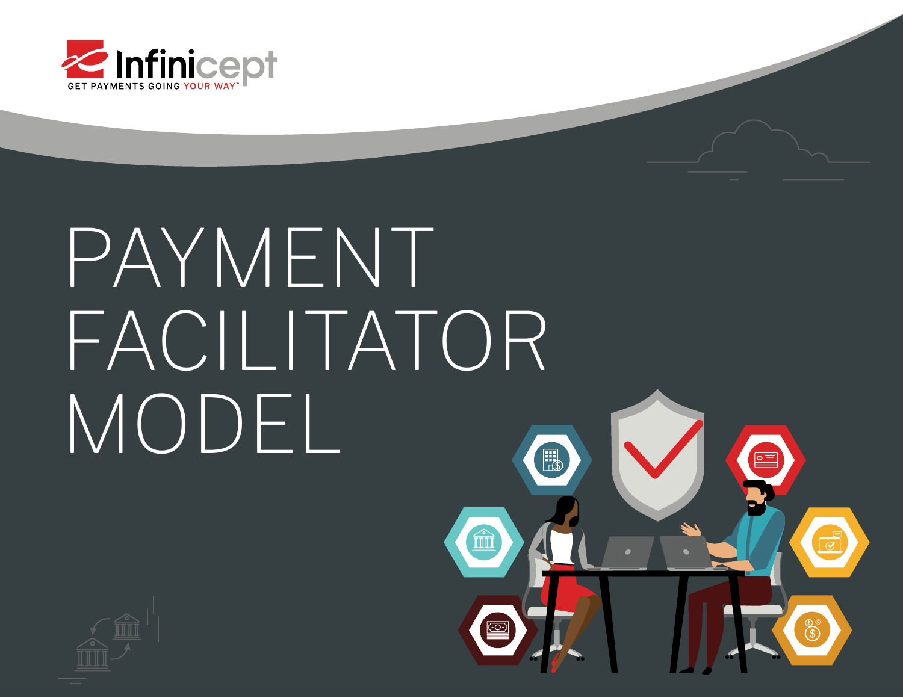Infinicept

GET PAYMENTS GOING YOUR WAY™

# PAYMENT FACILITATOR MODEL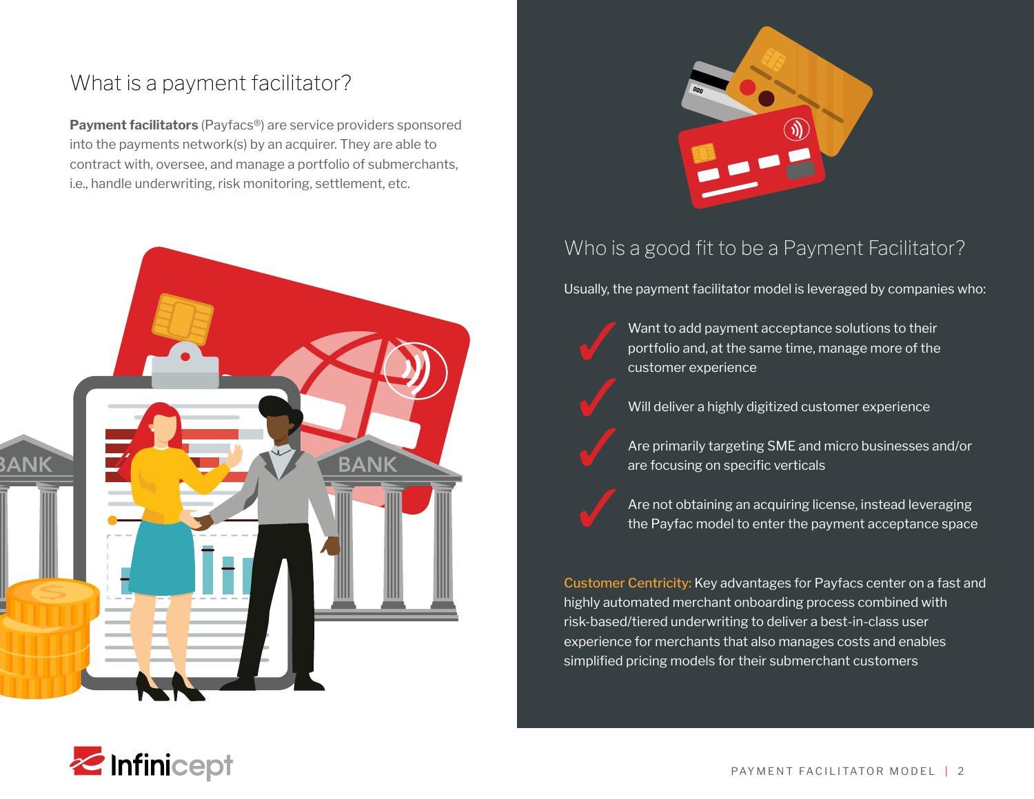## What is a payment facilitator?

**Payment facilitators** (Payfacs®) are service providers sponsored into the payments network(s) by an acquirer. They are able to contract with, oversee, and manage a portfolio of submerchants, i.e., handle underwriting, risk monitoring, settlement, etc.

## Who is a good fit to be a Payment Facilitator?

Usually, the payment facilitator model is leveraged by companies who:

- Want to add payment acceptance solutions to their portfolio and, at the same time, manage more of the customer experience
- Will deliver a highly digitized customer experience
- Are primarily targeting SME and micro businesses and/or are focusing on specific verticals
- Are not obtaining an acquiring license, instead leveraging the Payfac model to enter the payment acceptance space

**Customer Centricity:** Key advantages for Payfacs center on a fast and highly automated merchant onboarding process combined with risk-based/tiered underwriting to deliver a best-in-class user experience for merchants that also manages costs and enables simplified pricing models for their submerchant customers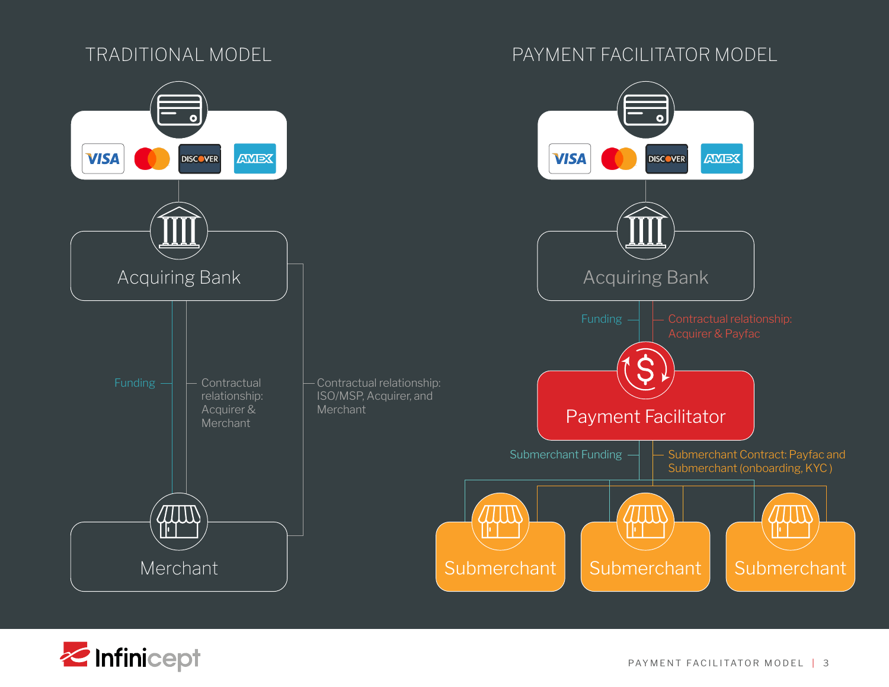## TRADITIONAL MODEL

VISA | Mastercard | DISCOVER | AMEX

Acquiring Bank

Funding

Contractual relationship: Acquirer & Merchant

Contractual relationship: ISO/MSP, Acquirer, and Merchant

Merchant

## PAYMENT FACILITATOR MODEL

VISA | Mastercard | DISCOVER | AMEX

Acquiring Bank

Funding

Contractual relationship: Acquirer & Payfac

Payment Facilitator

Submerchant Funding

Submerchant Contract: Payfac and Submerchant (onboarding, KYC )

Submerchant | Submerchant | Submerchant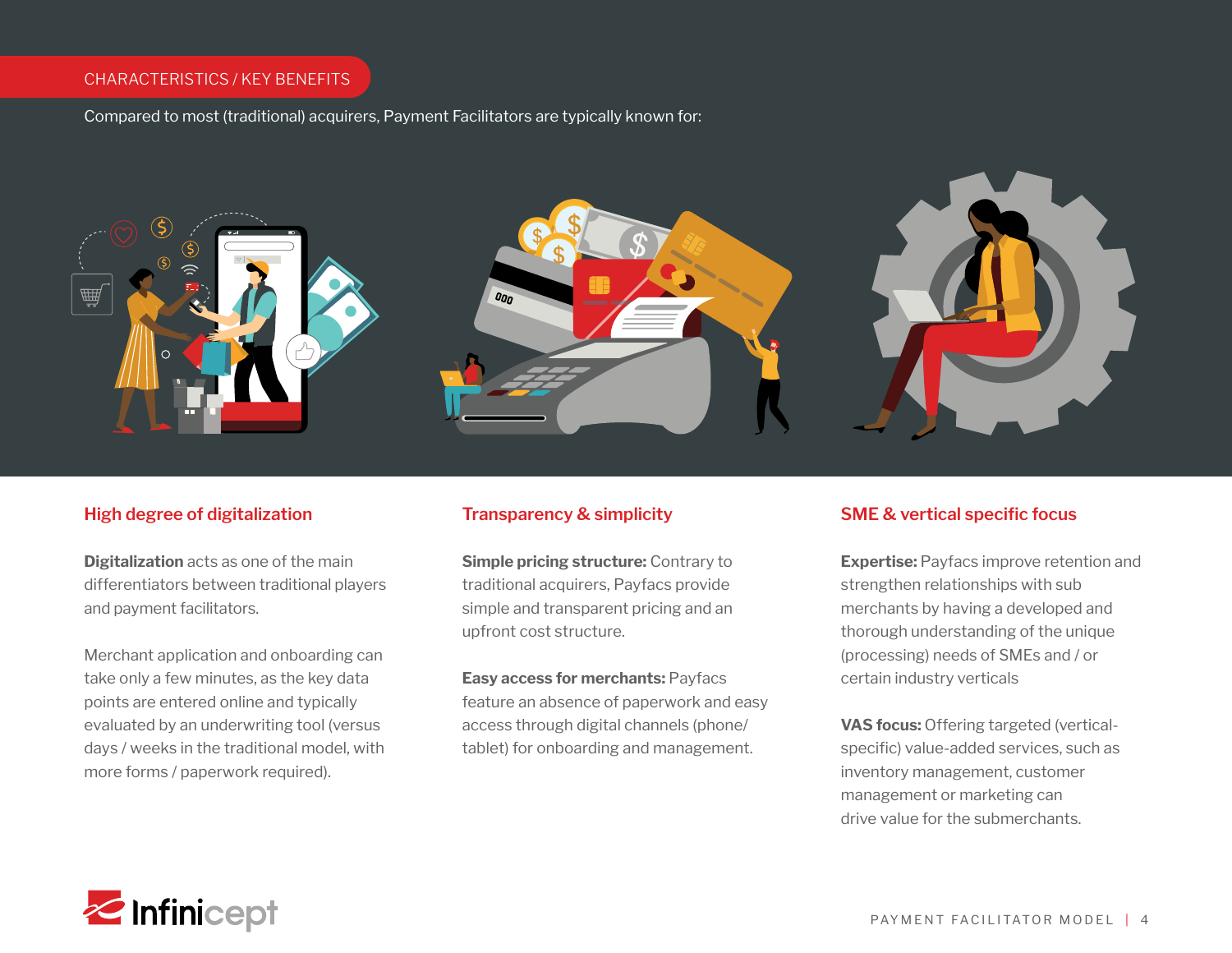## CHARACTERISTICS / KEY BENEFITS

Compared to most (traditional) acquirers, Payment Facilitators are typically known for:

### High degree of digitalization

**Digitalization** acts as one of the main differentiators between traditional players and payment facilitators.

Merchant application and onboarding can take only a few minutes, as the key data points are entered online and typically evaluated by an underwriting tool (versus days / weeks in the traditional model, with more forms / paperwork required).

### Transparency & simplicity

**Simple pricing structure:** Contrary to traditional acquirers, Payfacs provide simple and transparent pricing and an upfront cost structure.

**Easy access for merchants:** Payfacs feature an absence of paperwork and easy access through digital channels (phone/ tablet) for onboarding and management.

### SME & vertical specific focus

**Expertise:** Payfacs improve retention and strengthen relationships with sub merchants by having a developed and thorough understanding of the unique (processing) needs of SMEs and / or certain industry verticals

**VAS focus:** Offering targeted (vertical-specific) value-added services, such as inventory management, customer management or marketing can drive value for the submerchants.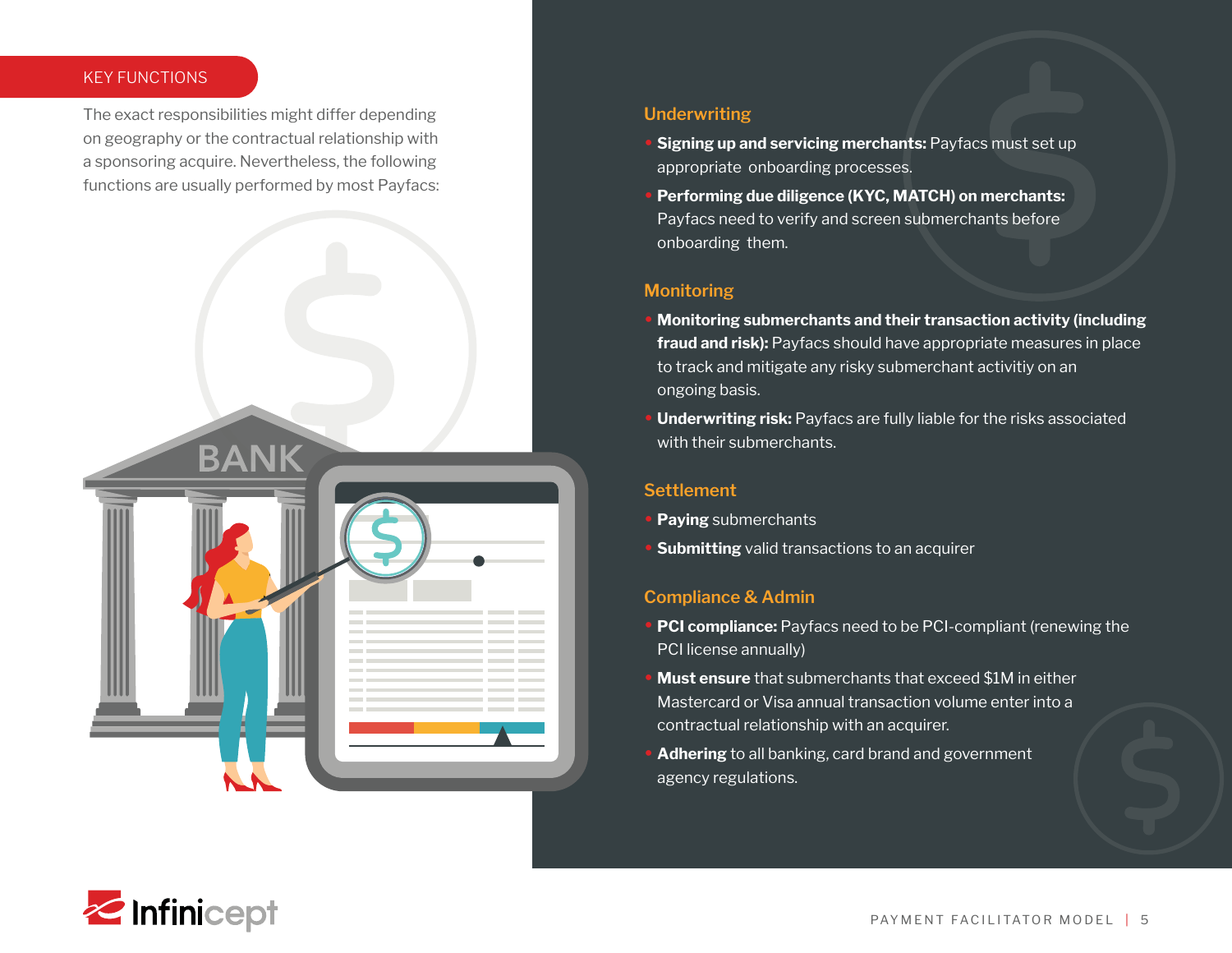## KEY FUNCTIONS

The exact responsibilities might differ depending on geography or the contractual relationship with a sponsoring acquire. Nevertheless, the following functions are usually performed by most Payfacs:

### Underwriting

- **Signing up and servicing merchants:** Payfacs must set up appropriate onboarding processes.
- **Performing due diligence (KYC, MATCH) on merchants:** Payfacs need to verify and screen submerchants before onboarding them.

### Monitoring

- **Monitoring submerchants and their transaction activity (including fraud and risk):** Payfacs should have appropriate measures in place to track and mitigate any risky submerchant activitiy on an ongoing basis.
- **Underwriting risk:** Payfacs are fully liable for the risks associated with their submerchants.

### Settlement

- **Paying** submerchants
- **Submitting** valid transactions to an acquirer

### Compliance & Admin

- **PCI compliance:** Payfacs need to be PCI-compliant (renewing the PCI license annually)
- **Must ensure** that submerchants that exceed $1M in either Mastercard or Visa annual transaction volume enter into a contractual relationship with an acquirer.
- **Adhering** to all banking, card brand and government agency regulations.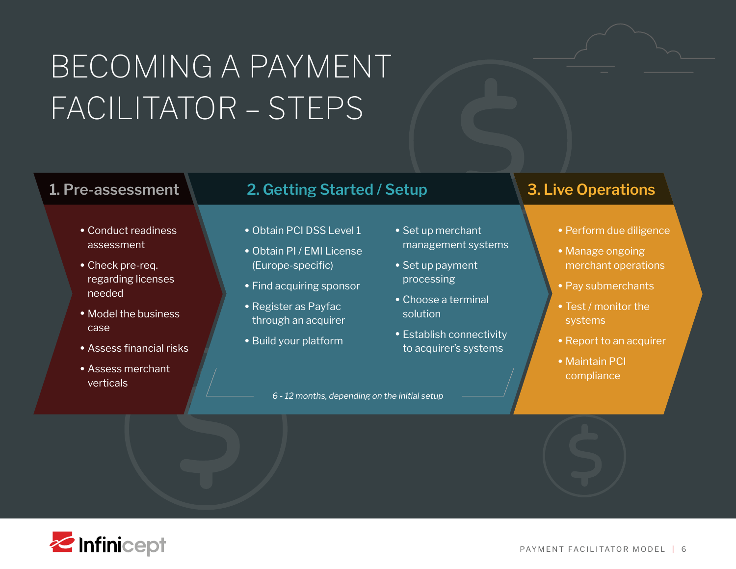# BECOMING A PAYMENT FACILITATOR – STEPS

## 1. Pre-assessment

- Conduct readiness assessment
- Check pre-req. regarding licenses needed
- Model the business case
- Assess financial risks
- Assess merchant verticals

## 2. Getting Started / Setup

- Obtain PCI DSS Level 1
- Obtain PI / EMI License (Europe-specific)
- Find acquiring sponsor
- Register as Payfac through an acquirer
- Build your platform
- Set up merchant management systems
- Set up payment processing
- Choose a terminal solution
- Establish connectivity to acquirer's systems

*6 - 12 months, depending on the initial setup*

## 3. Live Operations

- Perform due diligence
- Manage ongoing merchant operations
- Pay submerchants
- Test / monitor the systems
- Report to an acquirer
- Maintain PCI compliance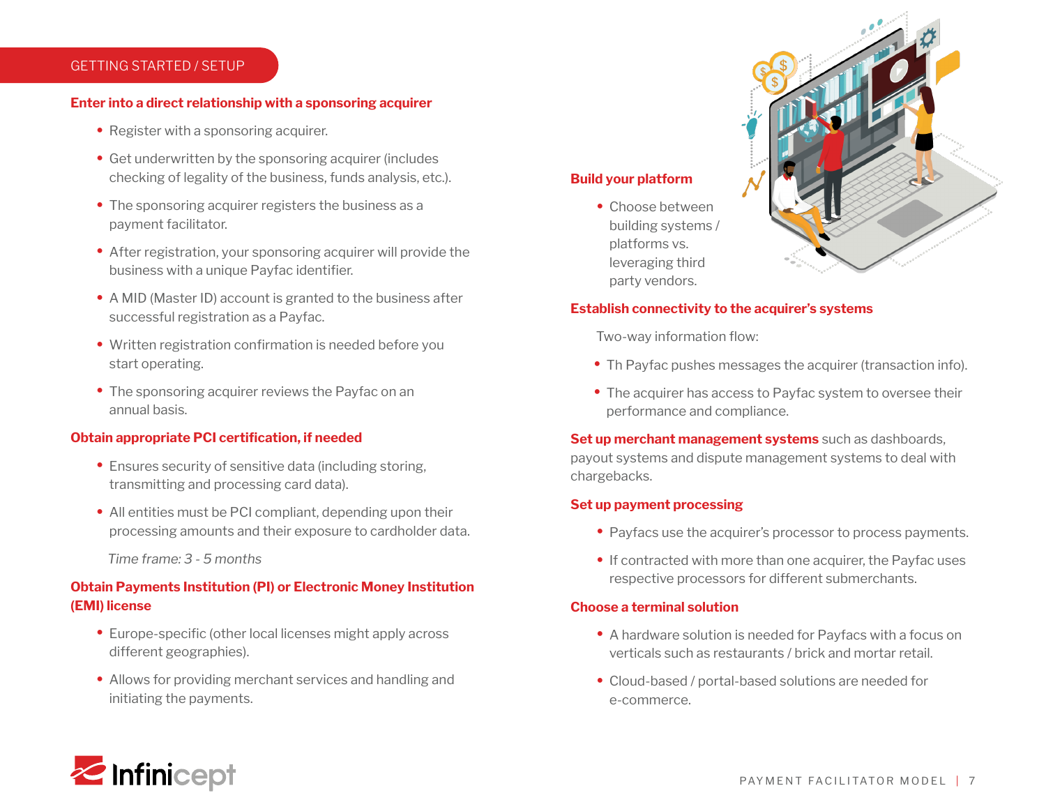GETTING STARTED / SETUP

### Enter into a direct relationship with a sponsoring acquirer

- Register with a sponsoring acquirer.
- Get underwritten by the sponsoring acquirer (includes checking of legality of the business, funds analysis, etc.).
- The sponsoring acquirer registers the business as a payment facilitator.
- After registration, your sponsoring acquirer will provide the business with a unique Payfac identifier.
- A MID (Master ID) account is granted to the business after successful registration as a Payfac.
- Written registration confirmation is needed before you start operating.
- The sponsoring acquirer reviews the Payfac on an annual basis.

### Obtain appropriate PCI certification, if needed

- Ensures security of sensitive data (including storing, transmitting and processing card data).
- All entities must be PCI compliant, depending upon their processing amounts and their exposure to cardholder data.

*Time frame: 3 - 5 months*

### Obtain Payments Institution (PI) or Electronic Money Institution (EMI) license

- Europe-specific (other local licenses might apply across different geographies).
- Allows for providing merchant services and handling and initiating the payments.

### Build your platform

- Choose between building systems / platforms vs. leveraging third party vendors.

### Establish connectivity to the acquirer's systems

Two-way information flow:

- Th Payfac pushes messages the acquirer (transaction info).
- The acquirer has access to Payfac system to oversee their performance and compliance.

**Set up merchant management systems** such as dashboards, payout systems and dispute management systems to deal with chargebacks.

### Set up payment processing

- Payfacs use the acquirer's processor to process payments.
- If contracted with more than one acquirer, the Payfac uses respective processors for different submerchants.

### Choose a terminal solution

- A hardware solution is needed for Payfacs with a focus on verticals such as restaurants / brick and mortar retail.
- Cloud-based / portal-based solutions are needed for e-commerce.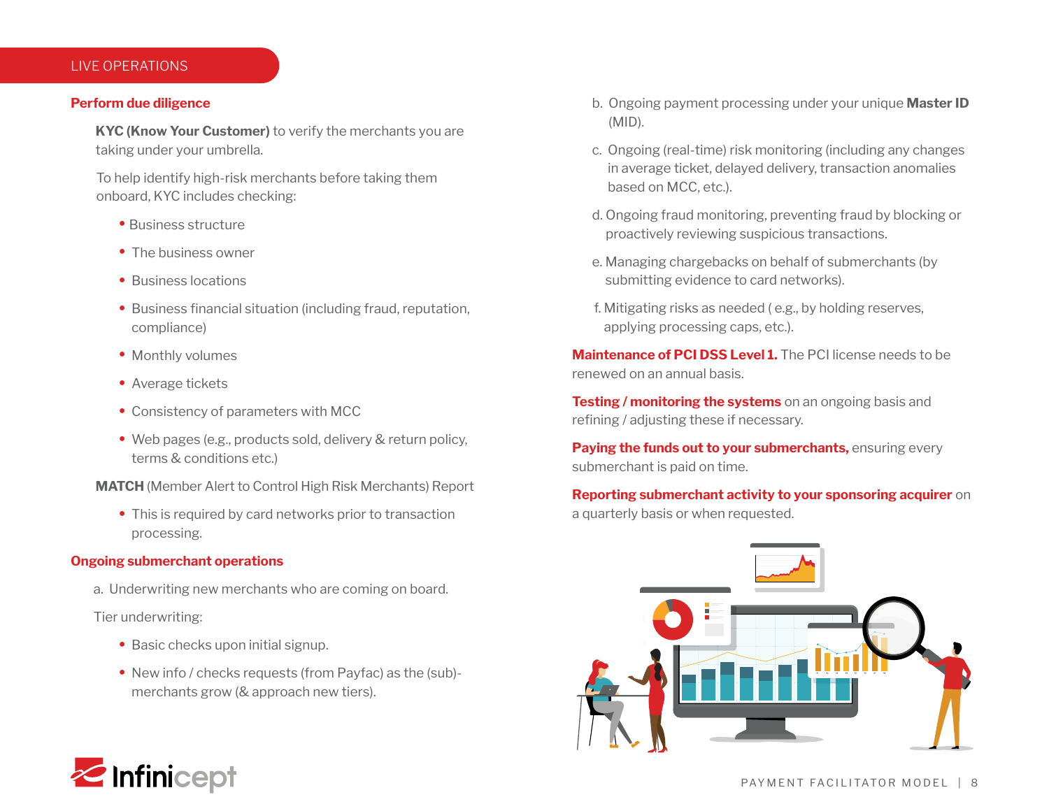## LIVE OPERATIONS

### Perform due diligence

**KYC (Know Your Customer)** to verify the merchants you are taking under your umbrella.

To help identify high-risk merchants before taking them onboard, KYC includes checking:

- Business structure
- The business owner
- Business locations
- Business financial situation (including fraud, reputation, compliance)
- Monthly volumes
- Average tickets
- Consistency of parameters with MCC
- Web pages (e.g., products sold, delivery & return policy, terms & conditions etc.)

**MATCH** (Member Alert to Control High Risk Merchants) Report

- This is required by card networks prior to transaction processing.

### Ongoing submerchant operations

a. Underwriting new merchants who are coming on board.

Tier underwriting:

- Basic checks upon initial signup.
- New info / checks requests (from Payfac) as the (sub)-merchants grow (& approach new tiers).

b. Ongoing payment processing under your unique **Master ID** (MID).

c. Ongoing (real-time) risk monitoring (including any changes in average ticket, delayed delivery, transaction anomalies based on MCC, etc.).

d. Ongoing fraud monitoring, preventing fraud by blocking or proactively reviewing suspicious transactions.

e. Managing chargebacks on behalf of submerchants (by submitting evidence to card networks).

f. Mitigating risks as needed ( e.g., by holding reserves, applying processing caps, etc.).

**Maintenance of PCI DSS Level 1.** The PCI license needs to be renewed on an annual basis.

**Testing / monitoring the systems** on an ongoing basis and refining / adjusting these if necessary.

**Paying the funds out to your submerchants,** ensuring every submerchant is paid on time.

**Reporting submerchant activity to your sponsoring acquirer** on a quarterly basis or when requested.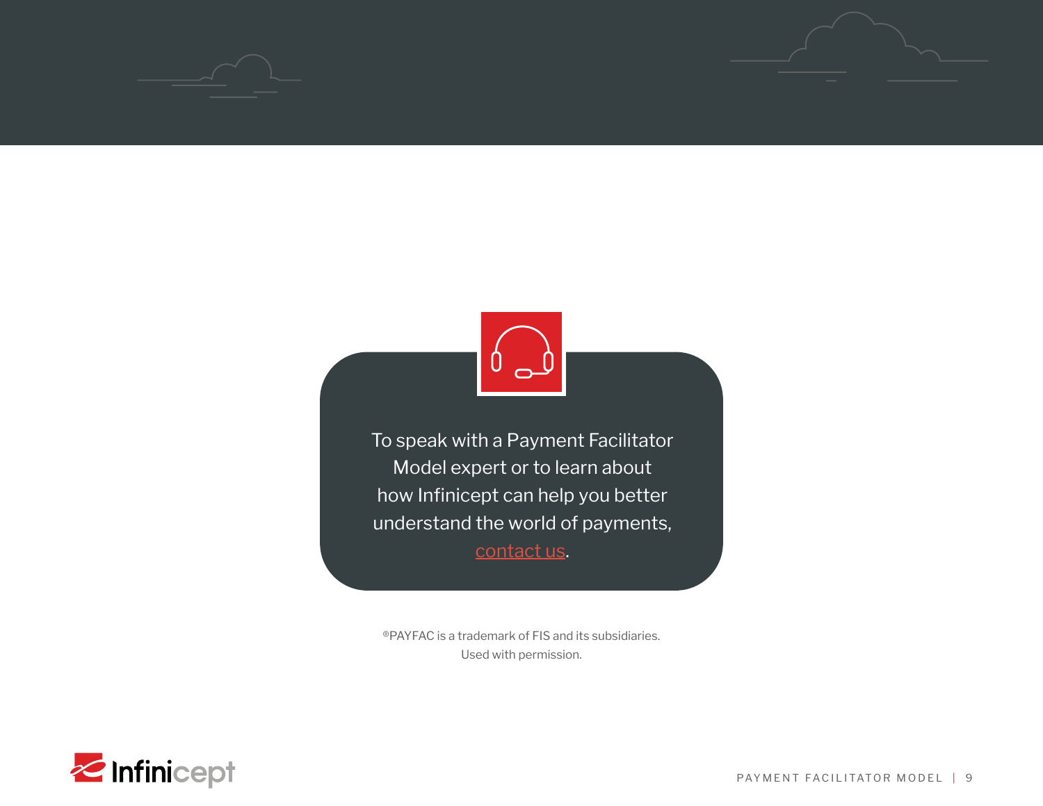To speak with a Payment Facilitator Model expert or to learn about how Infinicept can help you better understand the world of payments, contact us.

®PAYFAC is a trademark of FIS and its subsidiaries. Used with permission.